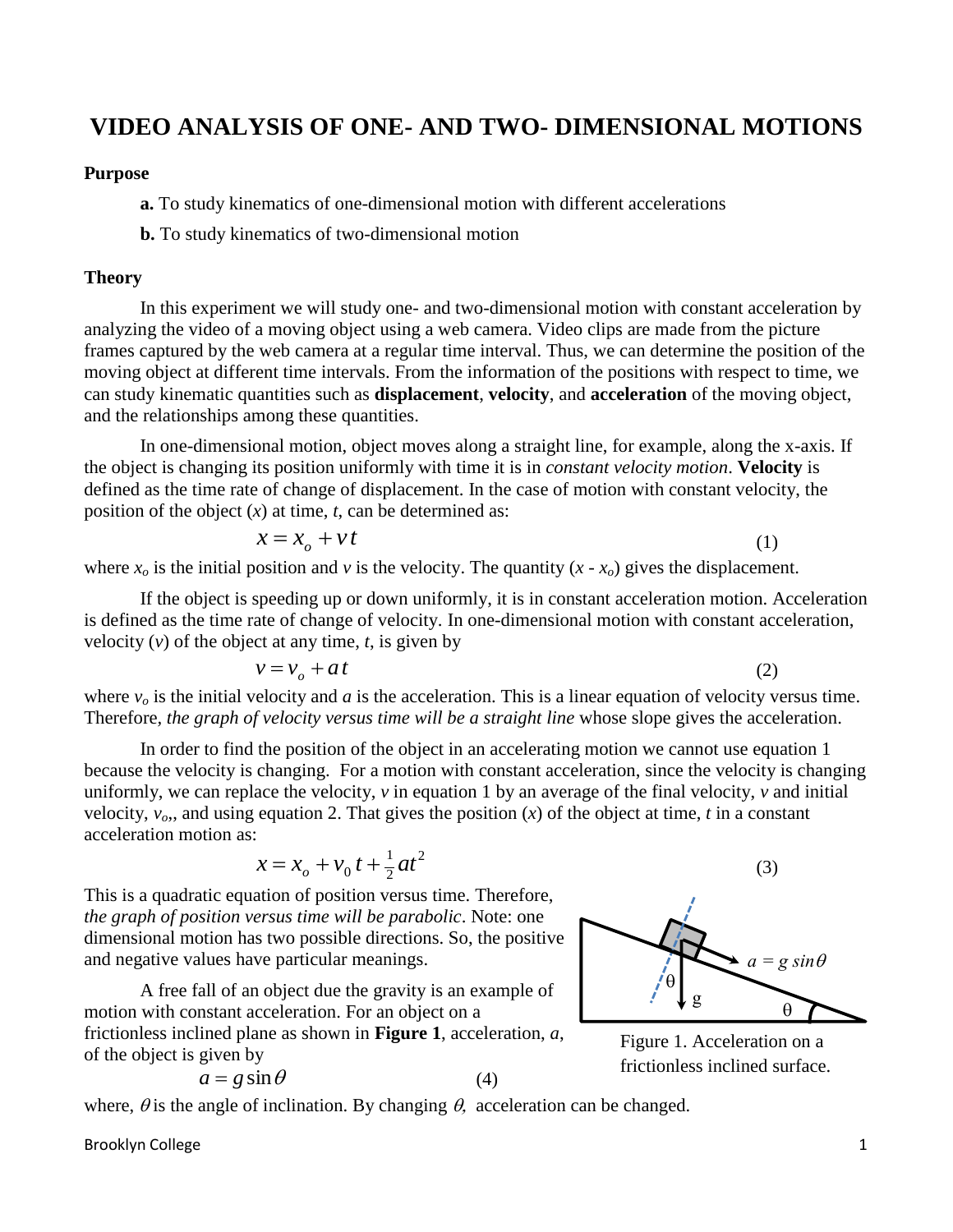# VIDEO ANALYSIS OF ONE- AND TWO- DIMENSIONAL MOTIONS

**Purpose**

**a.** To study kinematics of one-dimensional motion with different accelerations

**b.** To study kinematics of two-dimensional motion

**Theory**

In this experiment we will study one- and two-dimensional motion with constant acceleration by analyzing the video of a moving object using a web camera. Video clips are made from the picture frames captured by the web camera at a regular time interval. Thus, we can determine the position of the moving object at different time intervals. From the information of the positions with respect to time, we can study kinematic quantities such as **displacement**, **velocity**, and **acceleration** of the moving object, and the relationships among these quantities.

In one-dimensional motion, object moves along a straight line, for example, along the x-axis. If the object is changing its position uniformly with time it is in *constant velocity motion*. **Velocity** is defined as the time rate of change of displacement. In the case of motion with constant velocity, the position of the object ($x$) at time, $t$, can be determined as:

$$x = x_o + v\,t \qquad (1)$$

where $x_o$ is the initial position and $v$ is the velocity. The quantity ($x$ - $x_o$) gives the displacement.

If the object is speeding up or down uniformly, it is in constant acceleration motion. Acceleration is defined as the time rate of change of velocity. In one-dimensional motion with constant acceleration, velocity ($v$) of the object at any time, $t$, is given by

$$v = v_o + a\,t \qquad (2)$$

where $v_o$ is the initial velocity and $a$ is the acceleration. This is a linear equation of velocity versus time. Therefore, *the graph of velocity versus time will be a straight line* whose slope gives the acceleration.

In order to find the position of the object in an accelerating motion we cannot use equation 1 because the velocity is changing. For a motion with constant acceleration, since the velocity is changing uniformly, we can replace the velocity, $v$ in equation 1 by an average of the final velocity, $v$ and initial velocity, $v_o$,, and using equation 2. That gives the position ($x$) of the object at time, $t$ in a constant acceleration motion as:

$$x = x_o + v_0\,t + \tfrac{1}{2}at^2 \qquad (3)$$

This is a quadratic equation of position versus time. Therefore, *the graph of position versus time will be parabolic*. Note: one dimensional motion has two possible directions. So, the positive and negative values have particular meanings.

A free fall of an object due the gravity is an example of motion with constant acceleration. For an object on a frictionless inclined plane as shown in **Figure 1**, acceleration, $a$, of the object is given by

$$a = g\sin\theta \qquad (4)$$

where, $\theta$ is the angle of inclination. By changing $\theta$, acceleration can be changed.

Figure 1. Acceleration on a frictionless inclined surface.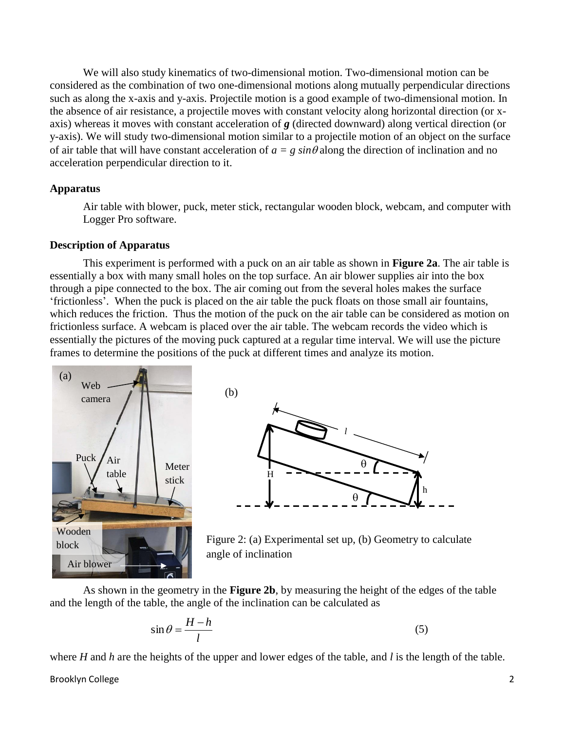We will also study kinematics of two-dimensional motion. Two-dimensional motion can be considered as the combination of two one-dimensional motions along mutually perpendicular directions such as along the x-axis and y-axis. Projectile motion is a good example of two-dimensional motion. In the absence of air resistance, a projectile moves with constant velocity along horizontal direction (or x-axis) whereas it moves with constant acceleration of ***g*** (directed downward) along vertical direction (or y-axis). We will study two-dimensional motion similar to a projectile motion of an object on the surface of air table that will have constant acceleration of $a = g \sin\theta$ along the direction of inclination and no acceleration perpendicular direction to it.

### Apparatus

Air table with blower, puck, meter stick, rectangular wooden block, webcam, and computer with Logger Pro software.

### Description of Apparatus

This experiment is performed with a puck on an air table as shown in **Figure 2a**. The air table is essentially a box with many small holes on the top surface. An air blower supplies air into the box through a pipe connected to the box. The air coming out from the several holes makes the surface 'frictionless'. When the puck is placed on the air table the puck floats on those small air fountains, which reduces the friction. Thus the motion of the puck on the air table can be considered as motion on frictionless surface. A webcam is placed over the air table. The webcam records the video which is essentially the pictures of the moving puck captured at a regular time interval. We will use the picture frames to determine the positions of the puck at different times and analyze its motion.

Figure 2: (a) Experimental set up, (b) Geometry to calculate angle of inclination

As shown in the geometry in the **Figure 2b**, by measuring the height of the edges of the table and the length of the table, the angle of the inclination can be calculated as

$$\sin\theta = \frac{H - h}{l} \tag{5}$$

where $H$ and $h$ are the heights of the upper and lower edges of the table, and $l$ is the length of the table.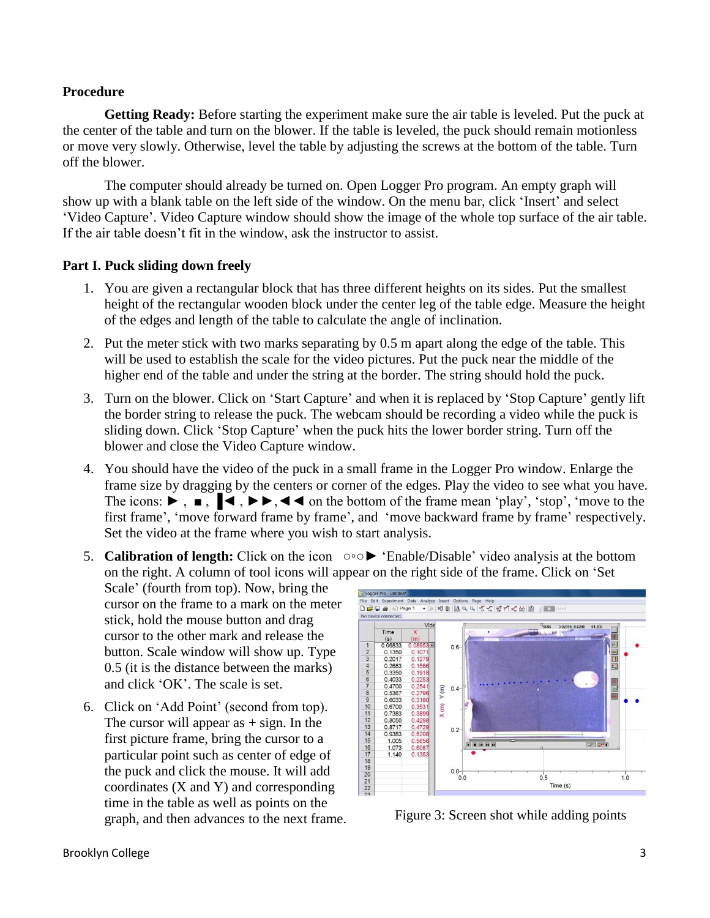## Procedure

**Getting Ready:** Before starting the experiment make sure the air table is leveled. Put the puck at the center of the table and turn on the blower. If the table is leveled, the puck should remain motionless or move very slowly. Otherwise, level the table by adjusting the screws at the bottom of the table. Turn off the blower.

The computer should already be turned on. Open Logger Pro program. An empty graph will show up with a blank table on the left side of the window. On the menu bar, click 'Insert' and select 'Video Capture'. Video Capture window should show the image of the whole top surface of the air table. If the air table doesn't fit in the window, ask the instructor to assist.

### Part I. Puck sliding down freely

1. You are given a rectangular block that has three different heights on its sides. Put the smallest height of the rectangular wooden block under the center leg of the table edge. Measure the height of the edges and length of the table to calculate the angle of inclination.
2. Put the meter stick with two marks separating by 0.5 m apart along the edge of the table. This will be used to establish the scale for the video pictures. Put the puck near the middle of the higher end of the table and under the string at the border. The string should hold the puck.
3. Turn on the blower. Click on 'Start Capture' and when it is replaced by 'Stop Capture' gently lift the border string to release the puck. The webcam should be recording a video while the puck is sliding down. Click 'Stop Capture' when the puck hits the lower border string. Turn off the blower and close the Video Capture window.
4. You should have the video of the puck in a small frame in the Logger Pro window. Enlarge the frame size by dragging by the centers or corner of the edges. Play the video to see what you have. The icons: ►, ■, ▌◄, ►►, ◄◄ on the bottom of the frame mean 'play', 'stop', 'move to the first frame', 'move forward frame by frame', and 'move backward frame by frame' respectively. Set the video at the frame where you wish to start analysis.
5. **Calibration of length:** Click on the icon ○◦○► 'Enable/Disable' video analysis at the bottom on the right. A column of tool icons will appear on the right side of the frame. Click on 'Set Scale' (fourth from top). Now, bring the cursor on the frame to a mark on the meter stick, hold the mouse button and drag cursor to the other mark and release the button. Scale window will show up. Type 0.5 (it is the distance between the marks) and click 'OK'. The scale is set.
6. Click on 'Add Point' (second from top). The cursor will appear as + sign. In the first picture frame, bring the cursor to a particular point such as center of edge of the puck and click the mouse. It will add coordinates (X and Y) and corresponding time in the table as well as points on the graph, and then advances to the next frame.

Figure 3: Screen shot while adding points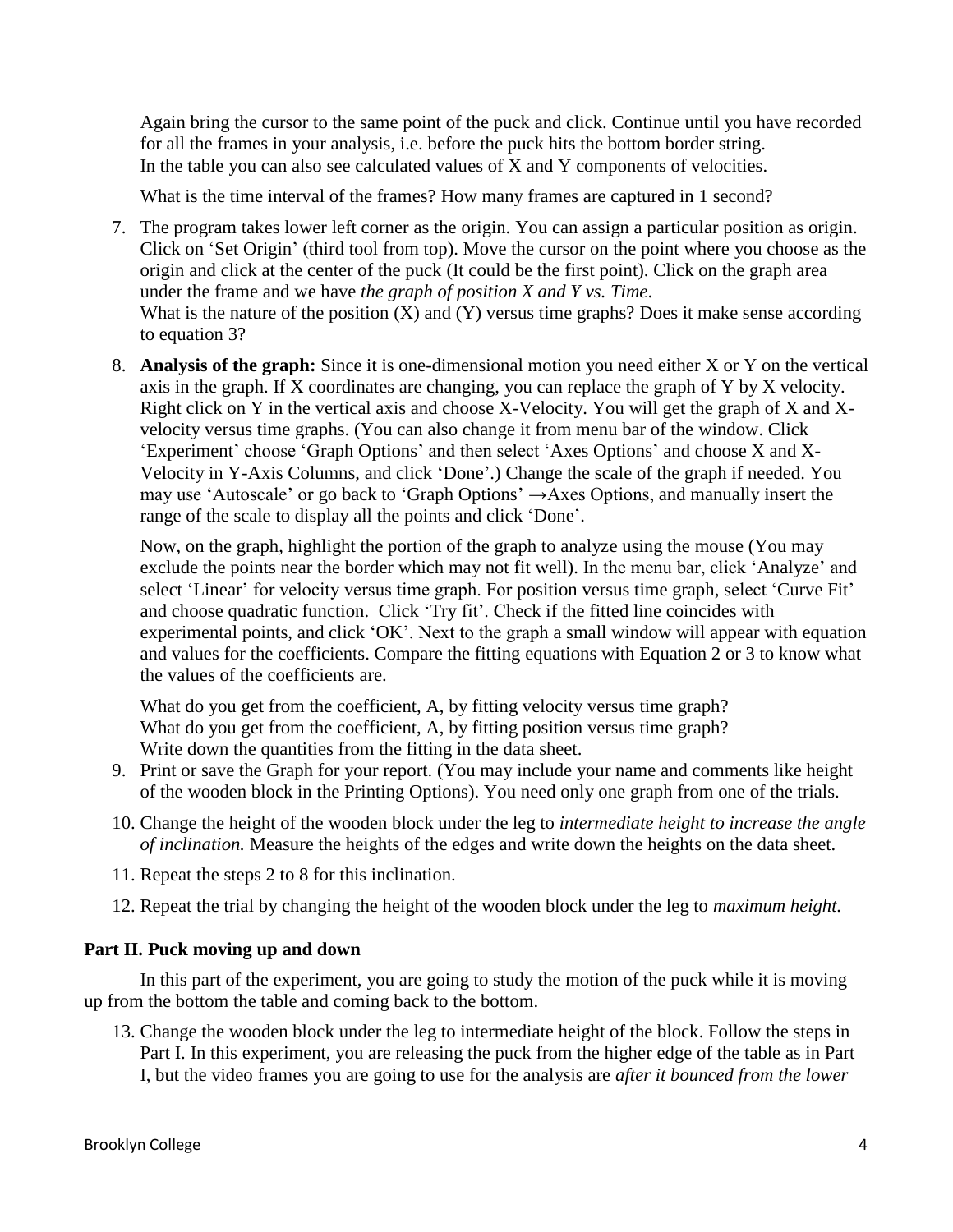Again bring the cursor to the same point of the puck and click. Continue until you have recorded for all the frames in your analysis, i.e. before the puck hits the bottom border string. In the table you can also see calculated values of X and Y components of velocities.

What is the time interval of the frames? How many frames are captured in 1 second?

7. The program takes lower left corner as the origin. You can assign a particular position as origin. Click on 'Set Origin' (third tool from top). Move the cursor on the point where you choose as the origin and click at the center of the puck (It could be the first point). Click on the graph area under the frame and we have *the graph of position X and Y vs. Time*.
   What is the nature of the position (X) and (Y) versus time graphs? Does it make sense according to equation 3?

8. **Analysis of the graph:** Since it is one-dimensional motion you need either X or Y on the vertical axis in the graph. If X coordinates are changing, you can replace the graph of Y by X velocity. Right click on Y in the vertical axis and choose X-Velocity. You will get the graph of X and X-velocity versus time graphs. (You can also change it from menu bar of the window. Click 'Experiment' choose 'Graph Options' and then select 'Axes Options' and choose X and X-Velocity in Y-Axis Columns, and click 'Done'.) Change the scale of the graph if needed. You may use 'Autoscale' or go back to 'Graph Options' →Axes Options, and manually insert the range of the scale to display all the points and click 'Done'.

   Now, on the graph, highlight the portion of the graph to analyze using the mouse (You may exclude the points near the border which may not fit well). In the menu bar, click 'Analyze' and select 'Linear' for velocity versus time graph. For position versus time graph, select 'Curve Fit' and choose quadratic function. Click 'Try fit'. Check if the fitted line coincides with experimental points, and click 'OK'. Next to the graph a small window will appear with equation and values for the coefficients. Compare the fitting equations with Equation 2 or 3 to know what the values of the coefficients are.

   What do you get from the coefficient, A, by fitting velocity versus time graph?
   What do you get from the coefficient, A, by fitting position versus time graph?
   Write down the quantities from the fitting in the data sheet.

9. Print or save the Graph for your report. (You may include your name and comments like height of the wooden block in the Printing Options). You need only one graph from one of the trials.

10. Change the height of the wooden block under the leg to *intermediate height to increase the angle of inclination.* Measure the heights of the edges and write down the heights on the data sheet.

11. Repeat the steps 2 to 8 for this inclination.

12. Repeat the trial by changing the height of the wooden block under the leg to *maximum height.*

### Part II. Puck moving up and down

In this part of the experiment, you are going to study the motion of the puck while it is moving up from the bottom the table and coming back to the bottom.

13. Change the wooden block under the leg to intermediate height of the block. Follow the steps in Part I. In this experiment, you are releasing the puck from the higher edge of the table as in Part I, but the video frames you are going to use for the analysis are *after it bounced from the lower*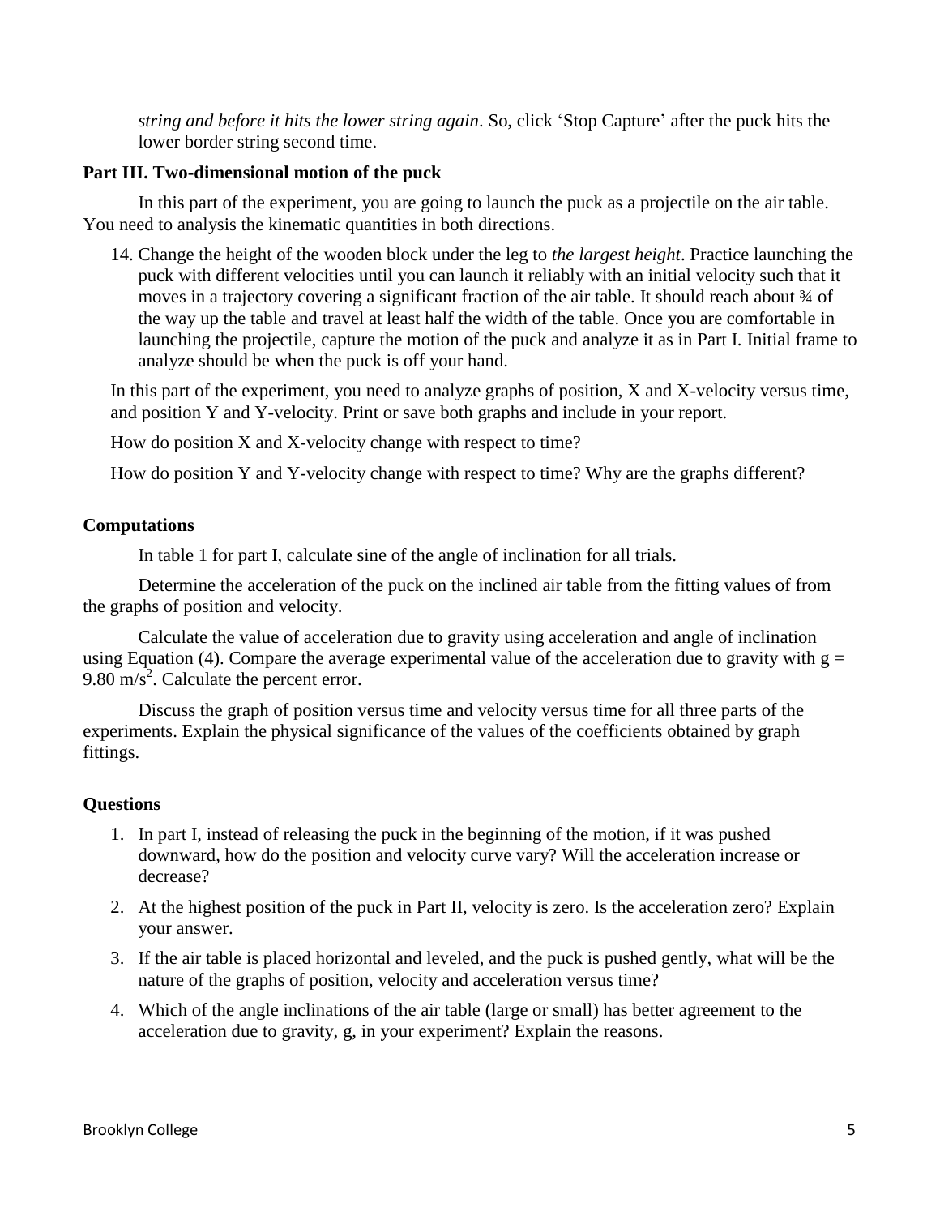*string and before it hits the lower string again*. So, click 'Stop Capture' after the puck hits the lower border string second time.

**Part III. Two-dimensional motion of the puck**

In this part of the experiment, you are going to launch the puck as a projectile on the air table. You need to analysis the kinematic quantities in both directions.

14. Change the height of the wooden block under the leg to *the largest height*. Practice launching the puck with different velocities until you can launch it reliably with an initial velocity such that it moves in a trajectory covering a significant fraction of the air table. It should reach about ¾ of the way up the table and travel at least half the width of the table. Once you are comfortable in launching the projectile, capture the motion of the puck and analyze it as in Part I. Initial frame to analyze should be when the puck is off your hand.

In this part of the experiment, you need to analyze graphs of position, X and X-velocity versus time, and position Y and Y-velocity. Print or save both graphs and include in your report.

How do position X and X-velocity change with respect to time?

How do position Y and Y-velocity change with respect to time? Why are the graphs different?

**Computations**

In table 1 for part I, calculate sine of the angle of inclination for all trials.

Determine the acceleration of the puck on the inclined air table from the fitting values of from the graphs of position and velocity.

Calculate the value of acceleration due to gravity using acceleration and angle of inclination using Equation (4). Compare the average experimental value of the acceleration due to gravity with $g = 9.80 \text{ m/s}^2$. Calculate the percent error.

Discuss the graph of position versus time and velocity versus time for all three parts of the experiments. Explain the physical significance of the values of the coefficients obtained by graph fittings.

**Questions**

1. In part I, instead of releasing the puck in the beginning of the motion, if it was pushed downward, how do the position and velocity curve vary? Will the acceleration increase or decrease?
2. At the highest position of the puck in Part II, velocity is zero. Is the acceleration zero? Explain your answer.
3. If the air table is placed horizontal and leveled, and the puck is pushed gently, what will be the nature of the graphs of position, velocity and acceleration versus time?
4. Which of the angle inclinations of the air table (large or small) has better agreement to the acceleration due to gravity, g, in your experiment? Explain the reasons.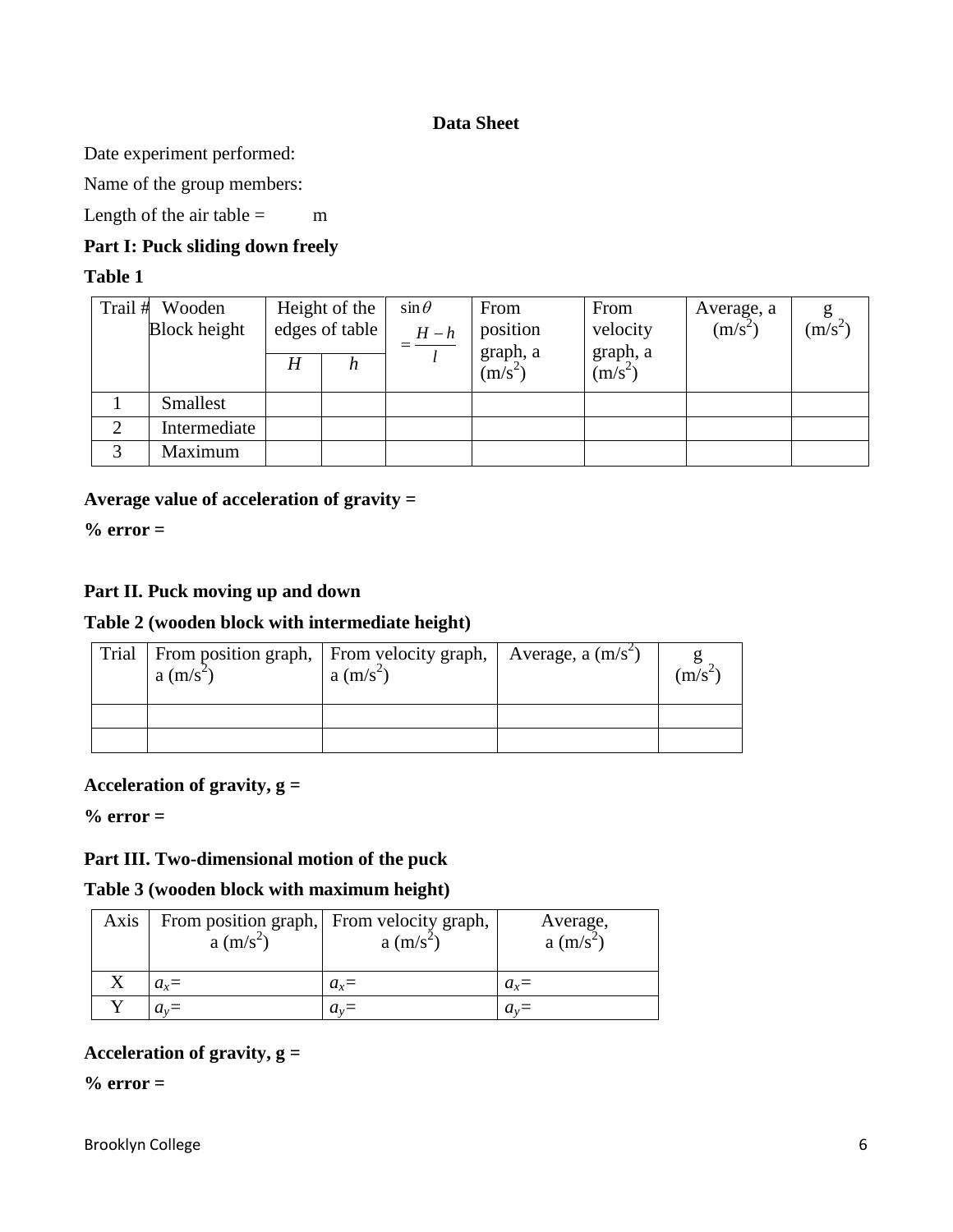**Data Sheet**

Date experiment performed:

Name of the group members:

Length of the air table = m

**Part I: Puck sliding down freely**

**Table 1**

| Trail # | Wooden Block height | Height of the edges of table | | $\sin\theta = \frac{H-h}{l}$ | From position graph, a (m/s$^2$) | From velocity graph, a (m/s$^2$) | Average, a (m/s$^2$) | g (m/s$^2$) |
|---|---|---|---|---|---|---|---|---|
| | | $H$ | $h$ | | | | | |
| 1 | Smallest | | | | | | | |
| 2 | Intermediate | | | | | | | |
| 3 | Maximum | | | | | | | |

**Average value of acceleration of gravity =**

**% error =**

**Part II. Puck moving up and down**

**Table 2 (wooden block with intermediate height)**

| Trial | From position graph, a (m/s$^2$) | From velocity graph, a (m/s$^2$) | Average, a (m/s$^2$) | g (m/s$^2$) |
|---|---|---|---|---|
| | | | | |
| | | | | |

**Acceleration of gravity, g =**

**% error =**

**Part III. Two-dimensional motion of the puck**

**Table 3 (wooden block with maximum height)**

| Axis | From position graph, a (m/s$^2$) | From velocity graph, a (m/s$^2$) | Average, a (m/s$^2$) |
|---|---|---|---|
| X | $a_x$= | $a_x$= | $a_x$= |
| Y | $a_y$= | $a_y$= | $a_y$= |

**Acceleration of gravity, g =**

**% error =**